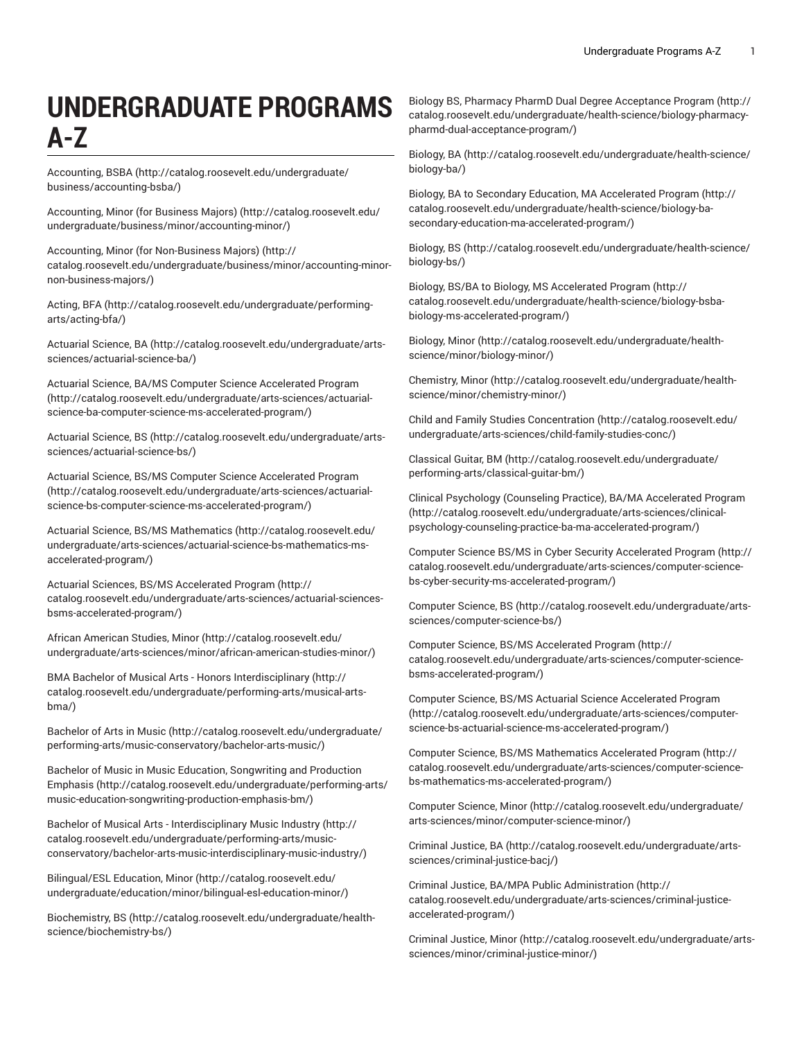# UNDERGRADUATE PROGRAMS A-Z

Accounting, BSBA (http://catalog.roosevelt.edu/undergraduate/business/accounting-bsba/)

Accounting, Minor (for Business Majors) (http://catalog.roosevelt.edu/undergraduate/business/minor/accounting-minor/)

Accounting, Minor (for Non-Business Majors) (http://catalog.roosevelt.edu/undergraduate/business/minor/accounting-minor-non-business-majors/)

Acting, BFA (http://catalog.roosevelt.edu/undergraduate/performing-arts/acting-bfa/)

Actuarial Science, BA (http://catalog.roosevelt.edu/undergraduate/arts-sciences/actuarial-science-ba/)

Actuarial Science, BA/MS Computer Science Accelerated Program (http://catalog.roosevelt.edu/undergraduate/arts-sciences/actuarial-science-ba-computer-science-ms-accelerated-program/)

Actuarial Science, BS (http://catalog.roosevelt.edu/undergraduate/arts-sciences/actuarial-science-bs/)

Actuarial Science, BS/MS Computer Science Accelerated Program (http://catalog.roosevelt.edu/undergraduate/arts-sciences/actuarial-science-bs-computer-science-ms-accelerated-program/)

Actuarial Science, BS/MS Mathematics (http://catalog.roosevelt.edu/undergraduate/arts-sciences/actuarial-science-bs-mathematics-ms-accelerated-program/)

Actuarial Sciences, BS/MS Accelerated Program (http://catalog.roosevelt.edu/undergraduate/arts-sciences/actuarial-sciences-bsms-accelerated-program/)

African American Studies, Minor (http://catalog.roosevelt.edu/undergraduate/arts-sciences/minor/african-american-studies-minor/)

BMA Bachelor of Musical Arts - Honors Interdisciplinary (http://catalog.roosevelt.edu/undergraduate/performing-arts/musical-arts-bma/)

Bachelor of Arts in Music (http://catalog.roosevelt.edu/undergraduate/performing-arts/music-conservatory/bachelor-arts-music/)

Bachelor of Music in Music Education, Songwriting and Production Emphasis (http://catalog.roosevelt.edu/undergraduate/performing-arts/music-education-songwriting-production-emphasis-bm/)

Bachelor of Musical Arts - Interdisciplinary Music Industry (http://catalog.roosevelt.edu/undergraduate/performing-arts/music-conservatory/bachelor-arts-music-interdisciplinary-music-industry/)

Bilingual/ESL Education, Minor (http://catalog.roosevelt.edu/undergraduate/education/minor/bilingual-esl-education-minor/)

Biochemistry, BS (http://catalog.roosevelt.edu/undergraduate/health-science/biochemistry-bs/)

Biology BS, Pharmacy PharmD Dual Degree Acceptance Program (http://catalog.roosevelt.edu/undergraduate/health-science/biology-pharmacy-pharmd-dual-acceptance-program/)

Biology, BA (http://catalog.roosevelt.edu/undergraduate/health-science/biology-ba/)

Biology, BA to Secondary Education, MA Accelerated Program (http://catalog.roosevelt.edu/undergraduate/health-science/biology-ba-secondary-education-ma-accelerated-program/)

Biology, BS (http://catalog.roosevelt.edu/undergraduate/health-science/biology-bs/)

Biology, BS/BA to Biology, MS Accelerated Program (http://catalog.roosevelt.edu/undergraduate/health-science/biology-bsba-biology-ms-accelerated-program/)

Biology, Minor (http://catalog.roosevelt.edu/undergraduate/health-science/minor/biology-minor/)

Chemistry, Minor (http://catalog.roosevelt.edu/undergraduate/health-science/minor/chemistry-minor/)

Child and Family Studies Concentration (http://catalog.roosevelt.edu/undergraduate/arts-sciences/child-family-studies-conc/)

Classical Guitar, BM (http://catalog.roosevelt.edu/undergraduate/performing-arts/classical-guitar-bm/)

Clinical Psychology (Counseling Practice), BA/MA Accelerated Program (http://catalog.roosevelt.edu/undergraduate/arts-sciences/clinical-psychology-counseling-practice-ba-ma-accelerated-program/)

Computer Science BS/MS in Cyber Security Accelerated Program (http://catalog.roosevelt.edu/undergraduate/arts-sciences/computer-science-bs-cyber-security-ms-accelerated-program/)

Computer Science, BS (http://catalog.roosevelt.edu/undergraduate/arts-sciences/computer-science-bs/)

Computer Science, BS/MS Accelerated Program (http://catalog.roosevelt.edu/undergraduate/arts-sciences/computer-science-bsms-accelerated-program/)

Computer Science, BS/MS Actuarial Science Accelerated Program (http://catalog.roosevelt.edu/undergraduate/arts-sciences/computer-science-bs-actuarial-science-ms-accelerated-program/)

Computer Science, BS/MS Mathematics Accelerated Program (http://catalog.roosevelt.edu/undergraduate/arts-sciences/computer-science-bs-mathematics-ms-accelerated-program/)

Computer Science, Minor (http://catalog.roosevelt.edu/undergraduate/arts-sciences/minor/computer-science-minor/)

Criminal Justice, BA (http://catalog.roosevelt.edu/undergraduate/arts-sciences/criminal-justice-bacj/)

Criminal Justice, BA/MPA Public Administration (http://catalog.roosevelt.edu/undergraduate/arts-sciences/criminal-justice-accelerated-program/)

Criminal Justice, Minor (http://catalog.roosevelt.edu/undergraduate/arts-sciences/minor/criminal-justice-minor/)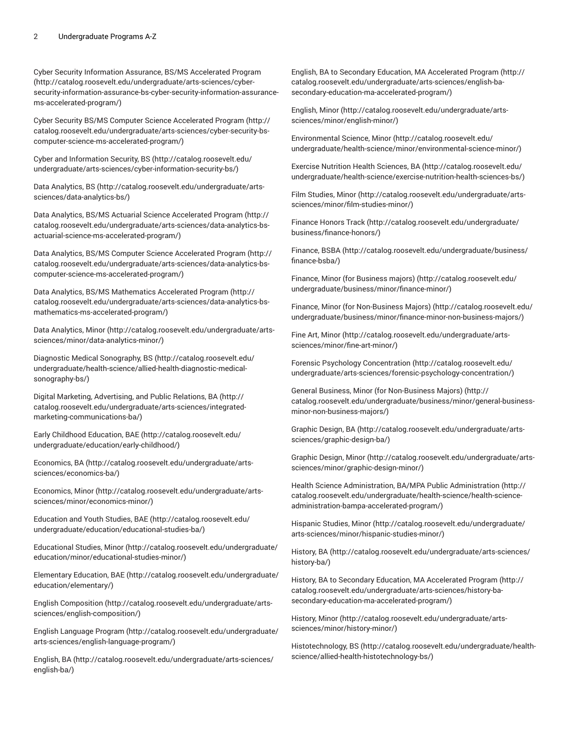Cyber Security Information Assurance, BS/MS Accelerated Program (http://catalog.roosevelt.edu/undergraduate/arts-sciences/cyber-security-information-assurance-bs-cyber-security-information-assurance-ms-accelerated-program/)

Cyber Security BS/MS Computer Science Accelerated Program (http://catalog.roosevelt.edu/undergraduate/arts-sciences/cyber-security-bs-computer-science-ms-accelerated-program/)

Cyber and Information Security, BS (http://catalog.roosevelt.edu/undergraduate/arts-sciences/cyber-information-security-bs/)

Data Analytics, BS (http://catalog.roosevelt.edu/undergraduate/arts-sciences/data-analytics-bs/)

Data Analytics, BS/MS Actuarial Science Accelerated Program (http://catalog.roosevelt.edu/undergraduate/arts-sciences/data-analytics-bs-actuarial-science-ms-accelerated-program/)

Data Analytics, BS/MS Computer Science Accelerated Program (http://catalog.roosevelt.edu/undergraduate/arts-sciences/data-analytics-bs-computer-science-ms-accelerated-program/)

Data Analytics, BS/MS Mathematics Accelerated Program (http://catalog.roosevelt.edu/undergraduate/arts-sciences/data-analytics-bs-mathematics-ms-accelerated-program/)

Data Analytics, Minor (http://catalog.roosevelt.edu/undergraduate/arts-sciences/minor/data-analytics-minor/)

Diagnostic Medical Sonography, BS (http://catalog.roosevelt.edu/undergraduate/health-science/allied-health-diagnostic-medical-sonography-bs/)

Digital Marketing, Advertising, and Public Relations, BA (http://catalog.roosevelt.edu/undergraduate/arts-sciences/integrated-marketing-communications-ba/)

Early Childhood Education, BAE (http://catalog.roosevelt.edu/undergraduate/education/early-childhood/)

Economics, BA (http://catalog.roosevelt.edu/undergraduate/arts-sciences/economics-ba/)

Economics, Minor (http://catalog.roosevelt.edu/undergraduate/arts-sciences/minor/economics-minor/)

Education and Youth Studies, BAE (http://catalog.roosevelt.edu/undergraduate/education/educational-studies-ba/)

Educational Studies, Minor (http://catalog.roosevelt.edu/undergraduate/education/minor/educational-studies-minor/)

Elementary Education, BAE (http://catalog.roosevelt.edu/undergraduate/education/elementary/)

English Composition (http://catalog.roosevelt.edu/undergraduate/arts-sciences/english-composition/)

English Language Program (http://catalog.roosevelt.edu/undergraduate/arts-sciences/english-language-program/)

English, BA (http://catalog.roosevelt.edu/undergraduate/arts-sciences/english-ba/)

English, BA to Secondary Education, MA Accelerated Program (http://catalog.roosevelt.edu/undergraduate/arts-sciences/english-ba-secondary-education-ma-accelerated-program/)

English, Minor (http://catalog.roosevelt.edu/undergraduate/arts-sciences/minor/english-minor/)

Environmental Science, Minor (http://catalog.roosevelt.edu/undergraduate/health-science/minor/environmental-science-minor/)

Exercise Nutrition Health Sciences, BA (http://catalog.roosevelt.edu/undergraduate/health-science/exercise-nutrition-health-sciences-bs/)

Film Studies, Minor (http://catalog.roosevelt.edu/undergraduate/arts-sciences/minor/film-studies-minor/)

Finance Honors Track (http://catalog.roosevelt.edu/undergraduate/business/finance-honors/)

Finance, BSBA (http://catalog.roosevelt.edu/undergraduate/business/finance-bsba/)

Finance, Minor (for Business majors) (http://catalog.roosevelt.edu/undergraduate/business/minor/finance-minor/)

Finance, Minor (for Non-Business Majors) (http://catalog.roosevelt.edu/undergraduate/business/minor/finance-minor-non-business-majors/)

Fine Art, Minor (http://catalog.roosevelt.edu/undergraduate/arts-sciences/minor/fine-art-minor/)

Forensic Psychology Concentration (http://catalog.roosevelt.edu/undergraduate/arts-sciences/forensic-psychology-concentration/)

General Business, Minor (for Non-Business Majors) (http://catalog.roosevelt.edu/undergraduate/business/minor/general-business-minor-non-business-majors/)

Graphic Design, BA (http://catalog.roosevelt.edu/undergraduate/arts-sciences/graphic-design-ba/)

Graphic Design, Minor (http://catalog.roosevelt.edu/undergraduate/arts-sciences/minor/graphic-design-minor/)

Health Science Administration, BA/MPA Public Administration (http://catalog.roosevelt.edu/undergraduate/health-science/health-science-administration-bampa-accelerated-program/)

Hispanic Studies, Minor (http://catalog.roosevelt.edu/undergraduate/arts-sciences/minor/hispanic-studies-minor/)

History, BA (http://catalog.roosevelt.edu/undergraduate/arts-sciences/history-ba/)

History, BA to Secondary Education, MA Accelerated Program (http://catalog.roosevelt.edu/undergraduate/arts-sciences/history-ba-secondary-education-ma-accelerated-program/)

History, Minor (http://catalog.roosevelt.edu/undergraduate/arts-sciences/minor/history-minor/)

Histotechnology, BS (http://catalog.roosevelt.edu/undergraduate/health-science/allied-health-histotechnology-bs/)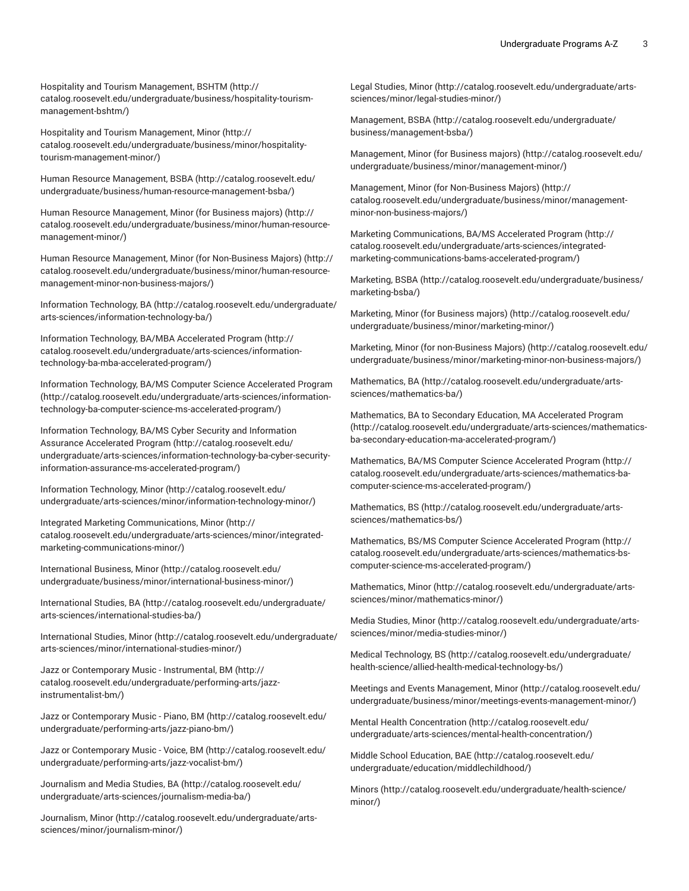Hospitality and Tourism Management, BSHTM (http://catalog.roosevelt.edu/undergraduate/business/hospitality-tourism-management-bshtm/)

Hospitality and Tourism Management, Minor (http://catalog.roosevelt.edu/undergraduate/business/minor/hospitality-tourism-management-minor/)

Human Resource Management, BSBA (http://catalog.roosevelt.edu/undergraduate/business/human-resource-management-bsba/)

Human Resource Management, Minor (for Business majors) (http://catalog.roosevelt.edu/undergraduate/business/minor/human-resource-management-minor/)

Human Resource Management, Minor (for Non-Business Majors) (http://catalog.roosevelt.edu/undergraduate/business/minor/human-resource-management-minor-non-business-majors/)

Information Technology, BA (http://catalog.roosevelt.edu/undergraduate/arts-sciences/information-technology-ba/)

Information Technology, BA/MBA Accelerated Program (http://catalog.roosevelt.edu/undergraduate/arts-sciences/information-technology-ba-mba-accelerated-program/)

Information Technology, BA/MS Computer Science Accelerated Program (http://catalog.roosevelt.edu/undergraduate/arts-sciences/information-technology-ba-computer-science-ms-accelerated-program/)

Information Technology, BA/MS Cyber Security and Information Assurance Accelerated Program (http://catalog.roosevelt.edu/undergraduate/arts-sciences/information-technology-ba-cyber-security-information-assurance-ms-accelerated-program/)

Information Technology, Minor (http://catalog.roosevelt.edu/undergraduate/arts-sciences/minor/information-technology-minor/)

Integrated Marketing Communications, Minor (http://catalog.roosevelt.edu/undergraduate/arts-sciences/minor/integrated-marketing-communications-minor/)

International Business, Minor (http://catalog.roosevelt.edu/undergraduate/business/minor/international-business-minor/)

International Studies, BA (http://catalog.roosevelt.edu/undergraduate/arts-sciences/international-studies-ba/)

International Studies, Minor (http://catalog.roosevelt.edu/undergraduate/arts-sciences/minor/international-studies-minor/)

Jazz or Contemporary Music - Instrumental, BM (http://catalog.roosevelt.edu/undergraduate/performing-arts/jazz-instrumentalist-bm/)

Jazz or Contemporary Music - Piano, BM (http://catalog.roosevelt.edu/undergraduate/performing-arts/jazz-piano-bm/)

Jazz or Contemporary Music - Voice, BM (http://catalog.roosevelt.edu/undergraduate/performing-arts/jazz-vocalist-bm/)

Journalism and Media Studies, BA (http://catalog.roosevelt.edu/undergraduate/arts-sciences/journalism-media-ba/)

Journalism, Minor (http://catalog.roosevelt.edu/undergraduate/arts-sciences/minor/journalism-minor/)

Legal Studies, Minor (http://catalog.roosevelt.edu/undergraduate/arts-sciences/minor/legal-studies-minor/)

Management, BSBA (http://catalog.roosevelt.edu/undergraduate/business/management-bsba/)

Management, Minor (for Business majors) (http://catalog.roosevelt.edu/undergraduate/business/minor/management-minor/)

Management, Minor (for Non-Business Majors) (http://catalog.roosevelt.edu/undergraduate/business/minor/management-minor-non-business-majors/)

Marketing Communications, BA/MS Accelerated Program (http://catalog.roosevelt.edu/undergraduate/arts-sciences/integrated-marketing-communications-bams-accelerated-program/)

Marketing, BSBA (http://catalog.roosevelt.edu/undergraduate/business/marketing-bsba/)

Marketing, Minor (for Business majors) (http://catalog.roosevelt.edu/undergraduate/business/minor/marketing-minor/)

Marketing, Minor (for non-Business Majors) (http://catalog.roosevelt.edu/undergraduate/business/minor/marketing-minor-non-business-majors/)

Mathematics, BA (http://catalog.roosevelt.edu/undergraduate/arts-sciences/mathematics-ba/)

Mathematics, BA to Secondary Education, MA Accelerated Program (http://catalog.roosevelt.edu/undergraduate/arts-sciences/mathematics-ba-secondary-education-ma-accelerated-program/)

Mathematics, BA/MS Computer Science Accelerated Program (http://catalog.roosevelt.edu/undergraduate/arts-sciences/mathematics-ba-computer-science-ms-accelerated-program/)

Mathematics, BS (http://catalog.roosevelt.edu/undergraduate/arts-sciences/mathematics-bs/)

Mathematics, BS/MS Computer Science Accelerated Program (http://catalog.roosevelt.edu/undergraduate/arts-sciences/mathematics-bs-computer-science-ms-accelerated-program/)

Mathematics, Minor (http://catalog.roosevelt.edu/undergraduate/arts-sciences/minor/mathematics-minor/)

Media Studies, Minor (http://catalog.roosevelt.edu/undergraduate/arts-sciences/minor/media-studies-minor/)

Medical Technology, BS (http://catalog.roosevelt.edu/undergraduate/health-science/allied-health-medical-technology-bs/)

Meetings and Events Management, Minor (http://catalog.roosevelt.edu/undergraduate/business/minor/meetings-events-management-minor/)

Mental Health Concentration (http://catalog.roosevelt.edu/undergraduate/arts-sciences/mental-health-concentration/)

Middle School Education, BAE (http://catalog.roosevelt.edu/undergraduate/education/middlechildhood/)

Minors (http://catalog.roosevelt.edu/undergraduate/health-science/minor/)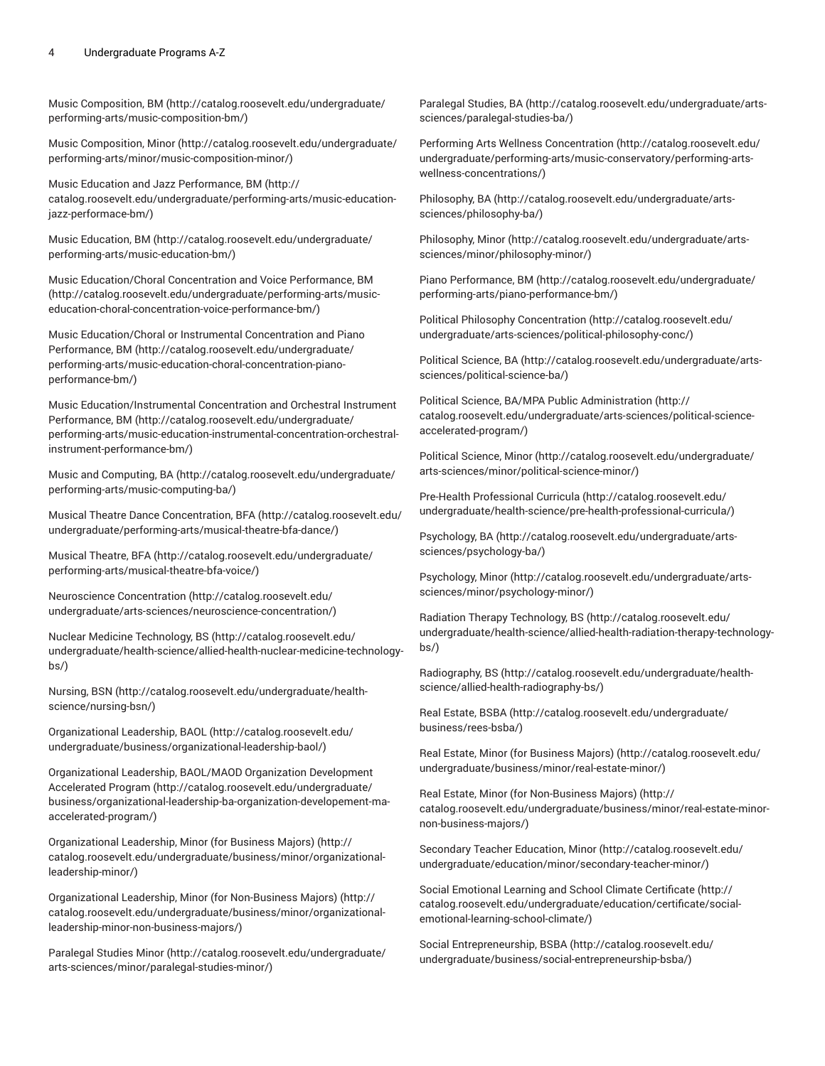Music Composition, BM (http://catalog.roosevelt.edu/undergraduate/performing-arts/music-composition-bm/)

Music Composition, Minor (http://catalog.roosevelt.edu/undergraduate/performing-arts/minor/music-composition-minor/)

Music Education and Jazz Performance, BM (http://catalog.roosevelt.edu/undergraduate/performing-arts/music-education-jazz-performace-bm/)

Music Education, BM (http://catalog.roosevelt.edu/undergraduate/performing-arts/music-education-bm/)

Music Education/Choral Concentration and Voice Performance, BM (http://catalog.roosevelt.edu/undergraduate/performing-arts/music-education-choral-concentration-voice-performance-bm/)

Music Education/Choral or Instrumental Concentration and Piano Performance, BM (http://catalog.roosevelt.edu/undergraduate/performing-arts/music-education-choral-concentration-piano-performance-bm/)

Music Education/Instrumental Concentration and Orchestral Instrument Performance, BM (http://catalog.roosevelt.edu/undergraduate/performing-arts/music-education-instrumental-concentration-orchestral-instrument-performance-bm/)

Music and Computing, BA (http://catalog.roosevelt.edu/undergraduate/performing-arts/music-computing-ba/)

Musical Theatre Dance Concentration, BFA (http://catalog.roosevelt.edu/undergraduate/performing-arts/musical-theatre-bfa-dance/)

Musical Theatre, BFA (http://catalog.roosevelt.edu/undergraduate/performing-arts/musical-theatre-bfa-voice/)

Neuroscience Concentration (http://catalog.roosevelt.edu/undergraduate/arts-sciences/neuroscience-concentration/)

Nuclear Medicine Technology, BS (http://catalog.roosevelt.edu/undergraduate/health-science/allied-health-nuclear-medicine-technology-bs/)

Nursing, BSN (http://catalog.roosevelt.edu/undergraduate/health-science/nursing-bsn/)

Organizational Leadership, BAOL (http://catalog.roosevelt.edu/undergraduate/business/organizational-leadership-baol/)

Organizational Leadership, BAOL/MAOD Organization Development Accelerated Program (http://catalog.roosevelt.edu/undergraduate/business/organizational-leadership-ba-organization-developement-ma-accelerated-program/)

Organizational Leadership, Minor (for Business Majors) (http://catalog.roosevelt.edu/undergraduate/business/minor/organizational-leadership-minor/)

Organizational Leadership, Minor (for Non-Business Majors) (http://catalog.roosevelt.edu/undergraduate/business/minor/organizational-leadership-minor-non-business-majors/)

Paralegal Studies Minor (http://catalog.roosevelt.edu/undergraduate/arts-sciences/minor/paralegal-studies-minor/)

Paralegal Studies, BA (http://catalog.roosevelt.edu/undergraduate/arts-sciences/paralegal-studies-ba/)

Performing Arts Wellness Concentration (http://catalog.roosevelt.edu/undergraduate/performing-arts/music-conservatory/performing-arts-wellness-concentrations/)

Philosophy, BA (http://catalog.roosevelt.edu/undergraduate/arts-sciences/philosophy-ba/)

Philosophy, Minor (http://catalog.roosevelt.edu/undergraduate/arts-sciences/minor/philosophy-minor/)

Piano Performance, BM (http://catalog.roosevelt.edu/undergraduate/performing-arts/piano-performance-bm/)

Political Philosophy Concentration (http://catalog.roosevelt.edu/undergraduate/arts-sciences/political-philosophy-conc/)

Political Science, BA (http://catalog.roosevelt.edu/undergraduate/arts-sciences/political-science-ba/)

Political Science, BA/MPA Public Administration (http://catalog.roosevelt.edu/undergraduate/arts-sciences/political-science-accelerated-program/)

Political Science, Minor (http://catalog.roosevelt.edu/undergraduate/arts-sciences/minor/political-science-minor/)

Pre-Health Professional Curricula (http://catalog.roosevelt.edu/undergraduate/health-science/pre-health-professional-curricula/)

Psychology, BA (http://catalog.roosevelt.edu/undergraduate/arts-sciences/psychology-ba/)

Psychology, Minor (http://catalog.roosevelt.edu/undergraduate/arts-sciences/minor/psychology-minor/)

Radiation Therapy Technology, BS (http://catalog.roosevelt.edu/undergraduate/health-science/allied-health-radiation-therapy-technology-bs/)

Radiography, BS (http://catalog.roosevelt.edu/undergraduate/health-science/allied-health-radiography-bs/)

Real Estate, BSBA (http://catalog.roosevelt.edu/undergraduate/business/rees-bsba/)

Real Estate, Minor (for Business Majors) (http://catalog.roosevelt.edu/undergraduate/business/minor/real-estate-minor/)

Real Estate, Minor (for Non-Business Majors) (http://catalog.roosevelt.edu/undergraduate/business/minor/real-estate-minor-non-business-majors/)

Secondary Teacher Education, Minor (http://catalog.roosevelt.edu/undergraduate/education/minor/secondary-teacher-minor/)

Social Emotional Learning and School Climate Certificate (http://catalog.roosevelt.edu/undergraduate/education/certificate/social-emotional-learning-school-climate/)

Social Entrepreneurship, BSBA (http://catalog.roosevelt.edu/undergraduate/business/social-entrepreneurship-bsba/)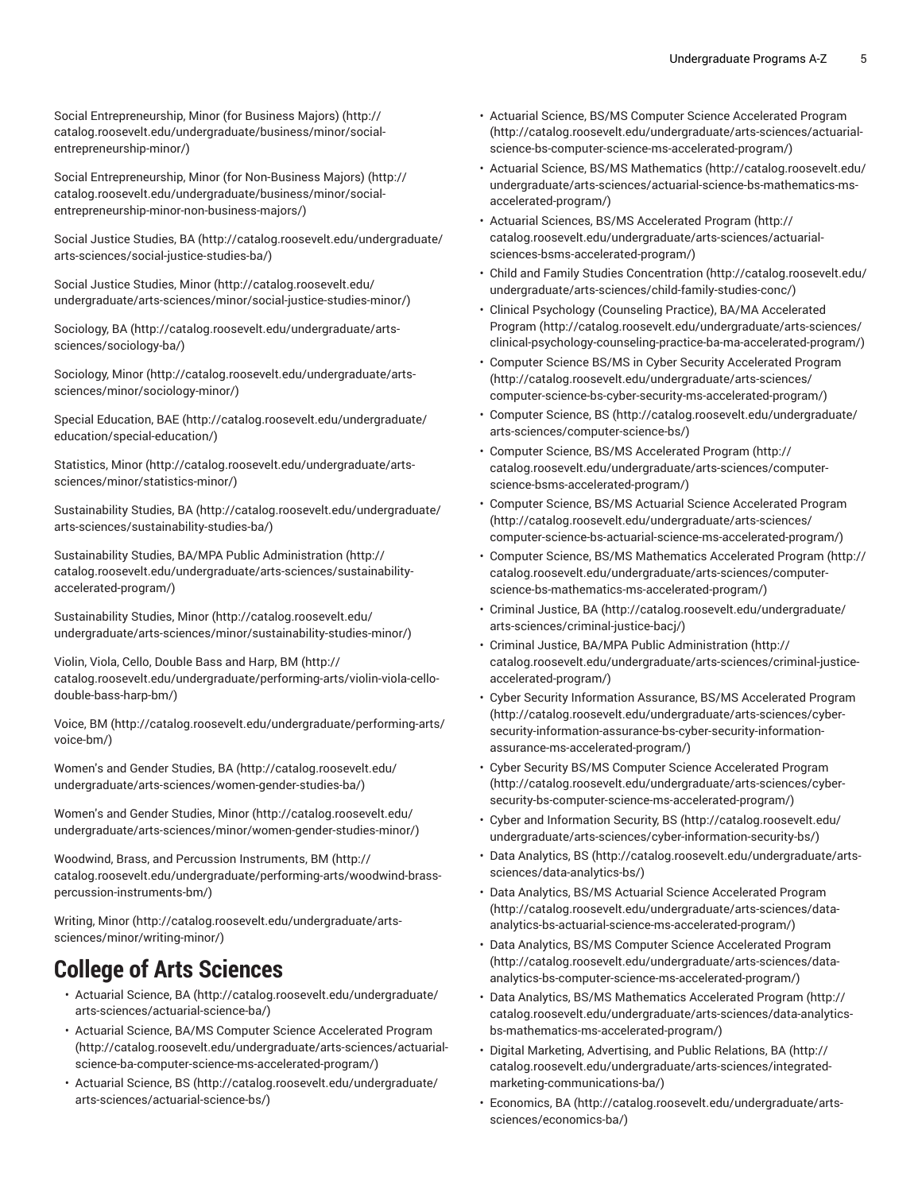Social Entrepreneurship, Minor (for Business Majors) (http://catalog.roosevelt.edu/undergraduate/business/minor/social-entrepreneurship-minor/)

Social Entrepreneurship, Minor (for Non-Business Majors) (http://catalog.roosevelt.edu/undergraduate/business/minor/social-entrepreneurship-minor-non-business-majors/)

Social Justice Studies, BA (http://catalog.roosevelt.edu/undergraduate/arts-sciences/social-justice-studies-ba/)

Social Justice Studies, Minor (http://catalog.roosevelt.edu/undergraduate/arts-sciences/minor/social-justice-studies-minor/)

Sociology, BA (http://catalog.roosevelt.edu/undergraduate/arts-sciences/sociology-ba/)

Sociology, Minor (http://catalog.roosevelt.edu/undergraduate/arts-sciences/minor/sociology-minor/)

Special Education, BAE (http://catalog.roosevelt.edu/undergraduate/education/special-education/)

Statistics, Minor (http://catalog.roosevelt.edu/undergraduate/arts-sciences/minor/statistics-minor/)

Sustainability Studies, BA (http://catalog.roosevelt.edu/undergraduate/arts-sciences/sustainability-studies-ba/)

Sustainability Studies, BA/MPA Public Administration (http://catalog.roosevelt.edu/undergraduate/arts-sciences/sustainability-accelerated-program/)

Sustainability Studies, Minor (http://catalog.roosevelt.edu/undergraduate/arts-sciences/minor/sustainability-studies-minor/)

Violin, Viola, Cello, Double Bass and Harp, BM (http://catalog.roosevelt.edu/undergraduate/performing-arts/violin-viola-cello-double-bass-harp-bm/)

Voice, BM (http://catalog.roosevelt.edu/undergraduate/performing-arts/voice-bm/)

Women's and Gender Studies, BA (http://catalog.roosevelt.edu/undergraduate/arts-sciences/women-gender-studies-ba/)

Women's and Gender Studies, Minor (http://catalog.roosevelt.edu/undergraduate/arts-sciences/minor/women-gender-studies-minor/)

Woodwind, Brass, and Percussion Instruments, BM (http://catalog.roosevelt.edu/undergraduate/performing-arts/woodwind-brass-percussion-instruments-bm/)

Writing, Minor (http://catalog.roosevelt.edu/undergraduate/arts-sciences/minor/writing-minor/)

## College of Arts Sciences

- Actuarial Science, BA (http://catalog.roosevelt.edu/undergraduate/arts-sciences/actuarial-science-ba/)
- Actuarial Science, BA/MS Computer Science Accelerated Program (http://catalog.roosevelt.edu/undergraduate/arts-sciences/actuarial-science-ba-computer-science-ms-accelerated-program/)
- Actuarial Science, BS (http://catalog.roosevelt.edu/undergraduate/arts-sciences/actuarial-science-bs/)
- Actuarial Science, BS/MS Computer Science Accelerated Program (http://catalog.roosevelt.edu/undergraduate/arts-sciences/actuarial-science-bs-computer-science-ms-accelerated-program/)
- Actuarial Science, BS/MS Mathematics (http://catalog.roosevelt.edu/undergraduate/arts-sciences/actuarial-science-bs-mathematics-ms-accelerated-program/)
- Actuarial Sciences, BS/MS Accelerated Program (http://catalog.roosevelt.edu/undergraduate/arts-sciences/actuarial-sciences-bsms-accelerated-program/)
- Child and Family Studies Concentration (http://catalog.roosevelt.edu/undergraduate/arts-sciences/child-family-studies-conc/)
- Clinical Psychology (Counseling Practice), BA/MA Accelerated Program (http://catalog.roosevelt.edu/undergraduate/arts-sciences/clinical-psychology-counseling-practice-ba-ma-accelerated-program/)
- Computer Science BS/MS in Cyber Security Accelerated Program (http://catalog.roosevelt.edu/undergraduate/arts-sciences/computer-science-bs-cyber-security-ms-accelerated-program/)
- Computer Science, BS (http://catalog.roosevelt.edu/undergraduate/arts-sciences/computer-science-bs/)
- Computer Science, BS/MS Accelerated Program (http://catalog.roosevelt.edu/undergraduate/arts-sciences/computer-science-bsms-accelerated-program/)
- Computer Science, BS/MS Actuarial Science Accelerated Program (http://catalog.roosevelt.edu/undergraduate/arts-sciences/computer-science-bs-actuarial-science-ms-accelerated-program/)
- Computer Science, BS/MS Mathematics Accelerated Program (http://catalog.roosevelt.edu/undergraduate/arts-sciences/computer-science-bs-mathematics-ms-accelerated-program/)
- Criminal Justice, BA (http://catalog.roosevelt.edu/undergraduate/arts-sciences/criminal-justice-bacj/)
- Criminal Justice, BA/MPA Public Administration (http://catalog.roosevelt.edu/undergraduate/arts-sciences/criminal-justice-accelerated-program/)
- Cyber Security Information Assurance, BS/MS Accelerated Program (http://catalog.roosevelt.edu/undergraduate/arts-sciences/cyber-security-information-assurance-bs-cyber-security-information-assurance-ms-accelerated-program/)
- Cyber Security BS/MS Computer Science Accelerated Program (http://catalog.roosevelt.edu/undergraduate/arts-sciences/cyber-security-bs-computer-science-ms-accelerated-program/)
- Cyber and Information Security, BS (http://catalog.roosevelt.edu/undergraduate/arts-sciences/cyber-information-security-bs/)
- Data Analytics, BS (http://catalog.roosevelt.edu/undergraduate/arts-sciences/data-analytics-bs/)
- Data Analytics, BS/MS Actuarial Science Accelerated Program (http://catalog.roosevelt.edu/undergraduate/arts-sciences/data-analytics-bs-actuarial-science-ms-accelerated-program/)
- Data Analytics, BS/MS Computer Science Accelerated Program (http://catalog.roosevelt.edu/undergraduate/arts-sciences/data-analytics-bs-computer-science-ms-accelerated-program/)
- Data Analytics, BS/MS Mathematics Accelerated Program (http://catalog.roosevelt.edu/undergraduate/arts-sciences/data-analytics-bs-mathematics-ms-accelerated-program/)
- Digital Marketing, Advertising, and Public Relations, BA (http://catalog.roosevelt.edu/undergraduate/arts-sciences/integrated-marketing-communications-ba/)
- Economics, BA (http://catalog.roosevelt.edu/undergraduate/arts-sciences/economics-ba/)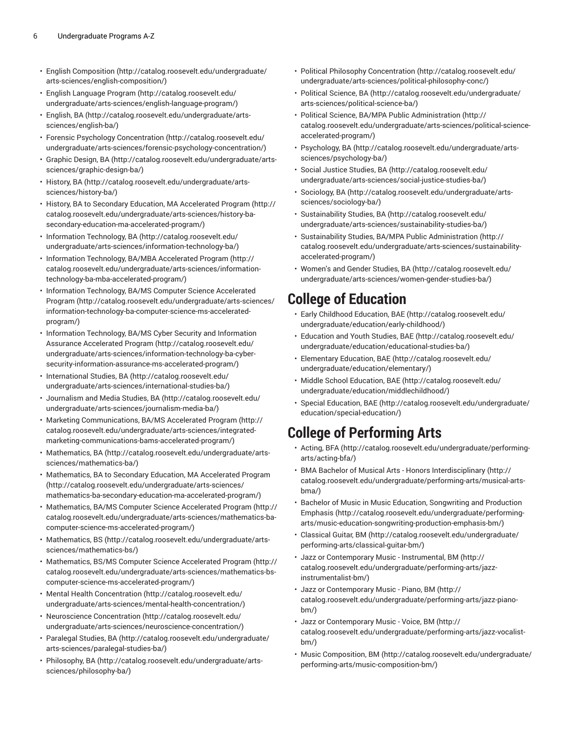- English Composition (http://catalog.roosevelt.edu/undergraduate/arts-sciences/english-composition/)
- English Language Program (http://catalog.roosevelt.edu/undergraduate/arts-sciences/english-language-program/)
- English, BA (http://catalog.roosevelt.edu/undergraduate/arts-sciences/english-ba/)
- Forensic Psychology Concentration (http://catalog.roosevelt.edu/undergraduate/arts-sciences/forensic-psychology-concentration/)
- Graphic Design, BA (http://catalog.roosevelt.edu/undergraduate/arts-sciences/graphic-design-ba/)
- History, BA (http://catalog.roosevelt.edu/undergraduate/arts-sciences/history-ba/)
- History, BA to Secondary Education, MA Accelerated Program (http://catalog.roosevelt.edu/undergraduate/arts-sciences/history-ba-secondary-education-ma-accelerated-program/)
- Information Technology, BA (http://catalog.roosevelt.edu/undergraduate/arts-sciences/information-technology-ba/)
- Information Technology, BA/MBA Accelerated Program (http://catalog.roosevelt.edu/undergraduate/arts-sciences/information-technology-ba-mba-accelerated-program/)
- Information Technology, BA/MS Computer Science Accelerated Program (http://catalog.roosevelt.edu/undergraduate/arts-sciences/information-technology-ba-computer-science-ms-accelerated-program/)
- Information Technology, BA/MS Cyber Security and Information Assurance Accelerated Program (http://catalog.roosevelt.edu/undergraduate/arts-sciences/information-technology-ba-cyber-security-information-assurance-ms-accelerated-program/)
- International Studies, BA (http://catalog.roosevelt.edu/undergraduate/arts-sciences/international-studies-ba/)
- Journalism and Media Studies, BA (http://catalog.roosevelt.edu/undergraduate/arts-sciences/journalism-media-ba/)
- Marketing Communications, BA/MS Accelerated Program (http://catalog.roosevelt.edu/undergraduate/arts-sciences/integrated-marketing-communications-bams-accelerated-program/)
- Mathematics, BA (http://catalog.roosevelt.edu/undergraduate/arts-sciences/mathematics-ba/)
- Mathematics, BA to Secondary Education, MA Accelerated Program (http://catalog.roosevelt.edu/undergraduate/arts-sciences/mathematics-ba-secondary-education-ma-accelerated-program/)
- Mathematics, BA/MS Computer Science Accelerated Program (http://catalog.roosevelt.edu/undergraduate/arts-sciences/mathematics-ba-computer-science-ms-accelerated-program/)
- Mathematics, BS (http://catalog.roosevelt.edu/undergraduate/arts-sciences/mathematics-bs/)
- Mathematics, BS/MS Computer Science Accelerated Program (http://catalog.roosevelt.edu/undergraduate/arts-sciences/mathematics-bs-computer-science-ms-accelerated-program/)
- Mental Health Concentration (http://catalog.roosevelt.edu/undergraduate/arts-sciences/mental-health-concentration/)
- Neuroscience Concentration (http://catalog.roosevelt.edu/undergraduate/arts-sciences/neuroscience-concentration/)
- Paralegal Studies, BA (http://catalog.roosevelt.edu/undergraduate/arts-sciences/paralegal-studies-ba/)
- Philosophy, BA (http://catalog.roosevelt.edu/undergraduate/arts-sciences/philosophy-ba/)
- Political Philosophy Concentration (http://catalog.roosevelt.edu/undergraduate/arts-sciences/political-philosophy-conc/)
- Political Science, BA (http://catalog.roosevelt.edu/undergraduate/arts-sciences/political-science-ba/)
- Political Science, BA/MPA Public Administration (http://catalog.roosevelt.edu/undergraduate/arts-sciences/political-science-accelerated-program/)
- Psychology, BA (http://catalog.roosevelt.edu/undergraduate/arts-sciences/psychology-ba/)
- Social Justice Studies, BA (http://catalog.roosevelt.edu/undergraduate/arts-sciences/social-justice-studies-ba/)
- Sociology, BA (http://catalog.roosevelt.edu/undergraduate/arts-sciences/sociology-ba/)
- Sustainability Studies, BA (http://catalog.roosevelt.edu/undergraduate/arts-sciences/sustainability-studies-ba/)
- Sustainability Studies, BA/MPA Public Administration (http://catalog.roosevelt.edu/undergraduate/arts-sciences/sustainability-accelerated-program/)
- Women's and Gender Studies, BA (http://catalog.roosevelt.edu/undergraduate/arts-sciences/women-gender-studies-ba/)

# College of Education

- Early Childhood Education, BAE (http://catalog.roosevelt.edu/undergraduate/education/early-childhood/)
- Education and Youth Studies, BAE (http://catalog.roosevelt.edu/undergraduate/education/educational-studies-ba/)
- Elementary Education, BAE (http://catalog.roosevelt.edu/undergraduate/education/elementary/)
- Middle School Education, BAE (http://catalog.roosevelt.edu/undergraduate/education/middlechildhood/)
- Special Education, BAE (http://catalog.roosevelt.edu/undergraduate/education/special-education/)

# College of Performing Arts

- Acting, BFA (http://catalog.roosevelt.edu/undergraduate/performing-arts/acting-bfa/)
- BMA Bachelor of Musical Arts - Honors Interdisciplinary (http://catalog.roosevelt.edu/undergraduate/performing-arts/musical-arts-bma/)
- Bachelor of Music in Music Education, Songwriting and Production Emphasis (http://catalog.roosevelt.edu/undergraduate/performing-arts/music-education-songwriting-production-emphasis-bm/)
- Classical Guitar, BM (http://catalog.roosevelt.edu/undergraduate/performing-arts/classical-guitar-bm/)
- Jazz or Contemporary Music - Instrumental, BM (http://catalog.roosevelt.edu/undergraduate/performing-arts/jazz-instrumentalist-bm/)
- Jazz or Contemporary Music - Piano, BM (http://catalog.roosevelt.edu/undergraduate/performing-arts/jazz-piano-bm/)
- Jazz or Contemporary Music - Voice, BM (http://catalog.roosevelt.edu/undergraduate/performing-arts/jazz-vocalist-bm/)
- Music Composition, BM (http://catalog.roosevelt.edu/undergraduate/performing-arts/music-composition-bm/)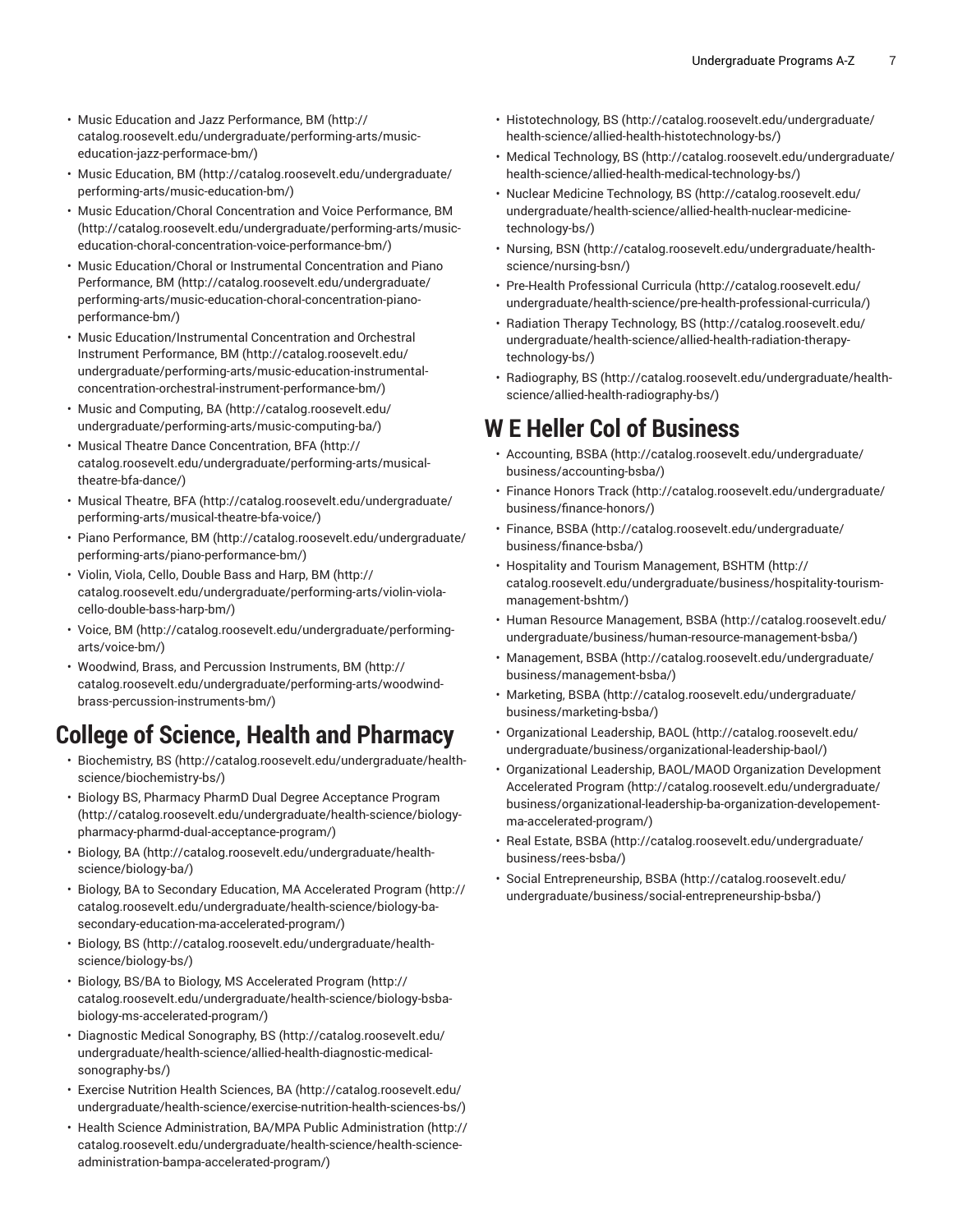- Music Education and Jazz Performance, BM (http://catalog.roosevelt.edu/undergraduate/performing-arts/music-education-jazz-performace-bm/)
- Music Education, BM (http://catalog.roosevelt.edu/undergraduate/performing-arts/music-education-bm/)
- Music Education/Choral Concentration and Voice Performance, BM (http://catalog.roosevelt.edu/undergraduate/performing-arts/music-education-choral-concentration-voice-performance-bm/)
- Music Education/Choral or Instrumental Concentration and Piano Performance, BM (http://catalog.roosevelt.edu/undergraduate/performing-arts/music-education-choral-concentration-piano-performance-bm/)
- Music Education/Instrumental Concentration and Orchestral Instrument Performance, BM (http://catalog.roosevelt.edu/undergraduate/performing-arts/music-education-instrumental-concentration-orchestral-instrument-performance-bm/)
- Music and Computing, BA (http://catalog.roosevelt.edu/undergraduate/performing-arts/music-computing-ba/)
- Musical Theatre Dance Concentration, BFA (http://catalog.roosevelt.edu/undergraduate/performing-arts/musical-theatre-bfa-dance/)
- Musical Theatre, BFA (http://catalog.roosevelt.edu/undergraduate/performing-arts/musical-theatre-bfa-voice/)
- Piano Performance, BM (http://catalog.roosevelt.edu/undergraduate/performing-arts/piano-performance-bm/)
- Violin, Viola, Cello, Double Bass and Harp, BM (http://catalog.roosevelt.edu/undergraduate/performing-arts/violin-viola-cello-double-bass-harp-bm/)
- Voice, BM (http://catalog.roosevelt.edu/undergraduate/performing-arts/voice-bm/)
- Woodwind, Brass, and Percussion Instruments, BM (http://catalog.roosevelt.edu/undergraduate/performing-arts/woodwind-brass-percussion-instruments-bm/)

## College of Science, Health and Pharmacy

- Biochemistry, BS (http://catalog.roosevelt.edu/undergraduate/health-science/biochemistry-bs/)
- Biology BS, Pharmacy PharmD Dual Degree Acceptance Program (http://catalog.roosevelt.edu/undergraduate/health-science/biology-pharmacy-pharmd-dual-acceptance-program/)
- Biology, BA (http://catalog.roosevelt.edu/undergraduate/health-science/biology-ba/)
- Biology, BA to Secondary Education, MA Accelerated Program (http://catalog.roosevelt.edu/undergraduate/health-science/biology-ba-secondary-education-ma-accelerated-program/)
- Biology, BS (http://catalog.roosevelt.edu/undergraduate/health-science/biology-bs/)
- Biology, BS/BA to Biology, MS Accelerated Program (http://catalog.roosevelt.edu/undergraduate/health-science/biology-bsba-biology-ms-accelerated-program/)
- Diagnostic Medical Sonography, BS (http://catalog.roosevelt.edu/undergraduate/health-science/allied-health-diagnostic-medical-sonography-bs/)
- Exercise Nutrition Health Sciences, BA (http://catalog.roosevelt.edu/undergraduate/health-science/exercise-nutrition-health-sciences-bs/)
- Health Science Administration, BA/MPA Public Administration (http://catalog.roosevelt.edu/undergraduate/health-science/health-science-administration-bampa-accelerated-program/)
- Histotechnology, BS (http://catalog.roosevelt.edu/undergraduate/health-science/allied-health-histotechnology-bs/)
- Medical Technology, BS (http://catalog.roosevelt.edu/undergraduate/health-science/allied-health-medical-technology-bs/)
- Nuclear Medicine Technology, BS (http://catalog.roosevelt.edu/undergraduate/health-science/allied-health-nuclear-medicine-technology-bs/)
- Nursing, BSN (http://catalog.roosevelt.edu/undergraduate/health-science/nursing-bsn/)
- Pre-Health Professional Curricula (http://catalog.roosevelt.edu/undergraduate/health-science/pre-health-professional-curricula/)
- Radiation Therapy Technology, BS (http://catalog.roosevelt.edu/undergraduate/health-science/allied-health-radiation-therapy-technology-bs/)
- Radiography, BS (http://catalog.roosevelt.edu/undergraduate/health-science/allied-health-radiography-bs/)

## W E Heller Col of Business

- Accounting, BSBA (http://catalog.roosevelt.edu/undergraduate/business/accounting-bsba/)
- Finance Honors Track (http://catalog.roosevelt.edu/undergraduate/business/finance-honors/)
- Finance, BSBA (http://catalog.roosevelt.edu/undergraduate/business/finance-bsba/)
- Hospitality and Tourism Management, BSHTM (http://catalog.roosevelt.edu/undergraduate/business/hospitality-tourism-management-bshtm/)
- Human Resource Management, BSBA (http://catalog.roosevelt.edu/undergraduate/business/human-resource-management-bsba/)
- Management, BSBA (http://catalog.roosevelt.edu/undergraduate/business/management-bsba/)
- Marketing, BSBA (http://catalog.roosevelt.edu/undergraduate/business/marketing-bsba/)
- Organizational Leadership, BAOL (http://catalog.roosevelt.edu/undergraduate/business/organizational-leadership-baol/)
- Organizational Leadership, BAOL/MAOD Organization Development Accelerated Program (http://catalog.roosevelt.edu/undergraduate/business/organizational-leadership-ba-organization-developement-ma-accelerated-program/)
- Real Estate, BSBA (http://catalog.roosevelt.edu/undergraduate/business/rees-bsba/)
- Social Entrepreneurship, BSBA (http://catalog.roosevelt.edu/undergraduate/business/social-entrepreneurship-bsba/)